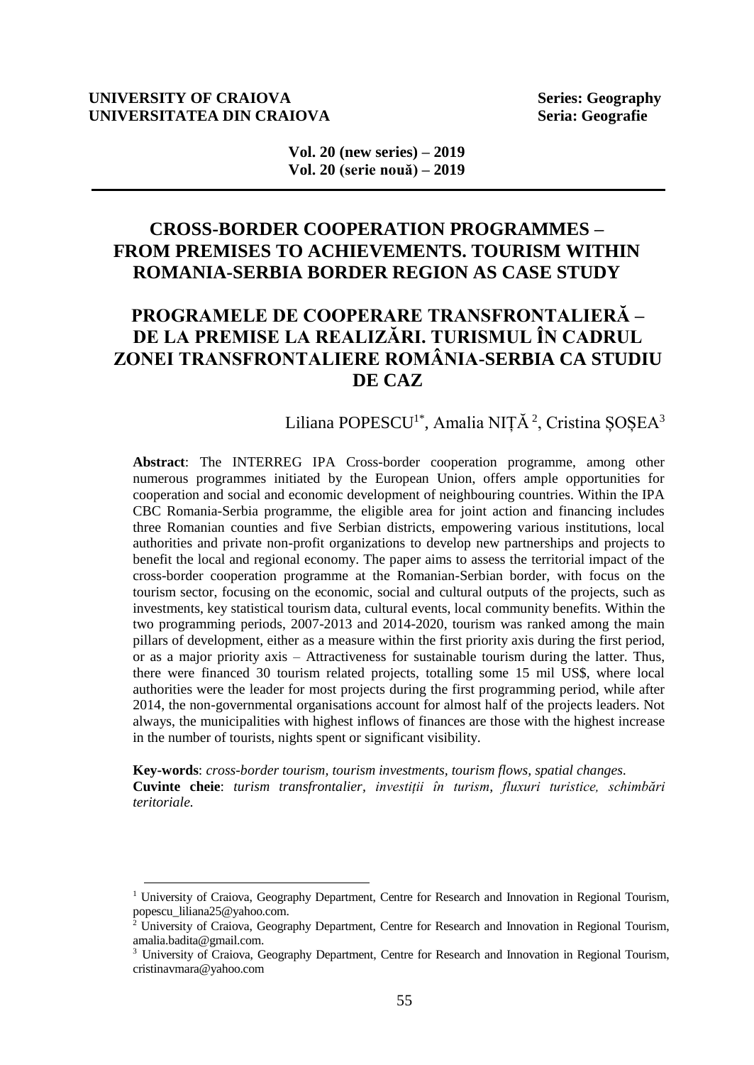# CROSS-BORDER COOPERATION PROGRAMMES – FROM PREMISES TO ACHIEVEMENTS. TOURISM WITHIN ROMANIA-SERBIA BORDER REGION AS CASE STUDY

# PROGRAMELE DE COOPERARE TRANSFRONTALIERĂ – DE LA PREMISE LA REALIZĂRI. TURISMUL ÎN CADRUL ZONEI TRANSFRONTALIERE ROMÂNIA-SERBIA CA STUDIU DE CAZ

Liliana POPESCU[1*], Amalia NIȚĂ[2], Cristina ȘOȘEA[3]

**Abstract**: The INTERREG IPA Cross-border cooperation programme, among other numerous programmes initiated by the European Union, offers ample opportunities for cooperation and social and economic development of neighbouring countries. Within the IPA CBC Romania-Serbia programme, the eligible area for joint action and financing includes three Romanian counties and five Serbian districts, empowering various institutions, local authorities and private non-profit organizations to develop new partnerships and projects to benefit the local and regional economy. The paper aims to assess the territorial impact of the cross-border cooperation programme at the Romanian-Serbian border, with focus on the tourism sector, focusing on the economic, social and cultural outputs of the projects, such as investments, key statistical tourism data, cultural events, local community benefits. Within the two programming periods, 2007-2013 and 2014-2020, tourism was ranked among the main pillars of development, either as a measure within the first priority axis during the first period, or as a major priority axis – Attractiveness for sustainable tourism during the latter. Thus, there were financed 30 tourism related projects, totalling some 15 mil US$, where local authorities were the leader for most projects during the first programming period, while after 2014, the non-governmental organisations account for almost half of the projects leaders. Not always, the municipalities with highest inflows of finances are those with the highest increase in the number of tourists, nights spent or significant visibility.

**Key-words**: *cross-border tourism, tourism investments, tourism flows, spatial changes.*
**Cuvinte cheie**: *turism transfrontalier, investiții în turism, fluxuri turistice, schimbări teritoriale.*

---

[1] University of Craiova, Geography Department, Centre for Research and Innovation in Regional Tourism, popescu_liliana25@yahoo.com.

[2] University of Craiova, Geography Department, Centre for Research and Innovation in Regional Tourism, amalia.badita@gmail.com.

[3] University of Craiova, Geography Department, Centre for Research and Innovation in Regional Tourism, cristinavmara@yahoo.com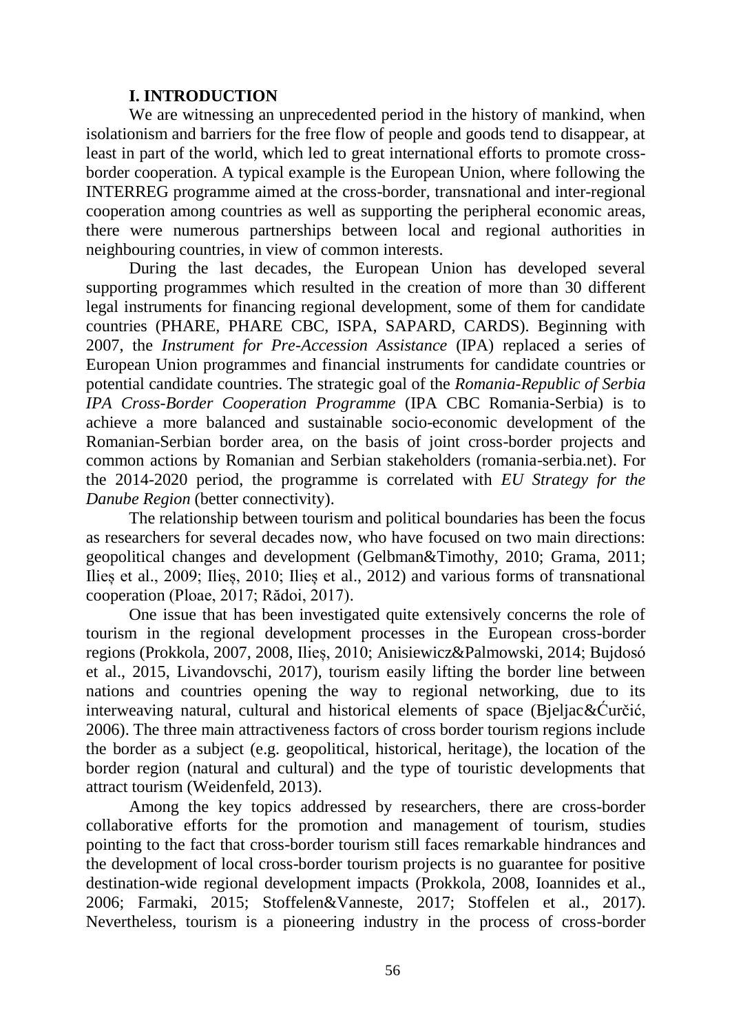## I. INTRODUCTION

We are witnessing an unprecedented period in the history of mankind, when isolationism and barriers for the free flow of people and goods tend to disappear, at least in part of the world, which led to great international efforts to promote cross-border cooperation. A typical example is the European Union, where following the INTERREG programme aimed at the cross-border, transnational and inter-regional cooperation among countries as well as supporting the peripheral economic areas, there were numerous partnerships between local and regional authorities in neighbouring countries, in view of common interests.

During the last decades, the European Union has developed several supporting programmes which resulted in the creation of more than 30 different legal instruments for financing regional development, some of them for candidate countries (PHARE, PHARE CBC, ISPA, SAPARD, CARDS). Beginning with 2007, the *Instrument for Pre-Accession Assistance* (IPA) replaced a series of European Union programmes and financial instruments for candidate countries or potential candidate countries. The strategic goal of the *Romania-Republic of Serbia IPA Cross-Border Cooperation Programme* (IPA CBC Romania-Serbia) is to achieve a more balanced and sustainable socio-economic development of the Romanian-Serbian border area, on the basis of joint cross-border projects and common actions by Romanian and Serbian stakeholders (romania-serbia.net). For the 2014-2020 period, the programme is correlated with *EU Strategy for the Danube Region* (better connectivity).

The relationship between tourism and political boundaries has been the focus as researchers for several decades now, who have focused on two main directions: geopolitical changes and development (Gelbman&Timothy, 2010; Grama, 2011; Ilieș et al., 2009; Ilieș, 2010; Ilieș et al., 2012) and various forms of transnational cooperation (Ploae, 2017; Rădoi, 2017).

One issue that has been investigated quite extensively concerns the role of tourism in the regional development processes in the European cross-border regions (Prokkola, 2007, 2008, Ilieș, 2010; Anisiewicz&Palmowski, 2014; Bujdosó et al., 2015, Livandovschi, 2017), tourism easily lifting the border line between nations and countries opening the way to regional networking, due to its interweaving natural, cultural and historical elements of space (Bjeljac&Ćurčić, 2006). The three main attractiveness factors of cross border tourism regions include the border as a subject (e.g. geopolitical, historical, heritage), the location of the border region (natural and cultural) and the type of touristic developments that attract tourism (Weidenfeld, 2013).

Among the key topics addressed by researchers, there are cross-border collaborative efforts for the promotion and management of tourism, studies pointing to the fact that cross-border tourism still faces remarkable hindrances and the development of local cross-border tourism projects is no guarantee for positive destination-wide regional development impacts (Prokkola, 2008, Ioannides et al., 2006; Farmaki, 2015; Stoffelen&Vanneste, 2017; Stoffelen et al., 2017). Nevertheless, tourism is a pioneering industry in the process of cross-border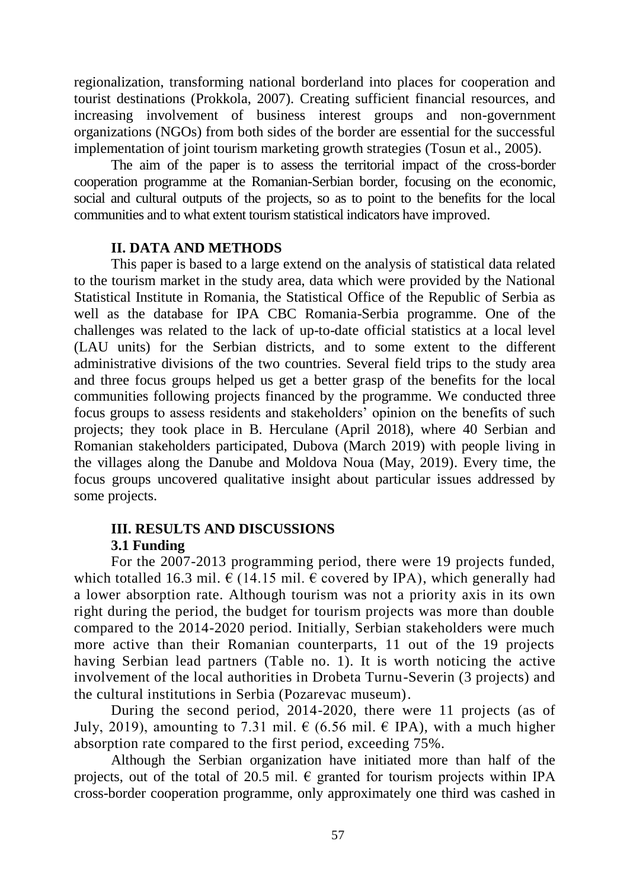regionalization, transforming national borderland into places for cooperation and tourist destinations (Prokkola, 2007). Creating sufficient financial resources, and increasing involvement of business interest groups and non-government organizations (NGOs) from both sides of the border are essential for the successful implementation of joint tourism marketing growth strategies (Tosun et al., 2005).

The aim of the paper is to assess the territorial impact of the cross-border cooperation programme at the Romanian-Serbian border, focusing on the economic, social and cultural outputs of the projects, so as to point to the benefits for the local communities and to what extent tourism statistical indicators have improved.

## II. DATA AND METHODS

This paper is based to a large extend on the analysis of statistical data related to the tourism market in the study area, data which were provided by the National Statistical Institute in Romania, the Statistical Office of the Republic of Serbia as well as the database for IPA CBC Romania-Serbia programme. One of the challenges was related to the lack of up-to-date official statistics at a local level (LAU units) for the Serbian districts, and to some extent to the different administrative divisions of the two countries. Several field trips to the study area and three focus groups helped us get a better grasp of the benefits for the local communities following projects financed by the programme. We conducted three focus groups to assess residents and stakeholders' opinion on the benefits of such projects; they took place in B. Herculane (April 2018), where 40 Serbian and Romanian stakeholders participated, Dubova (March 2019) with people living in the villages along the Danube and Moldova Noua (May, 2019). Every time, the focus groups uncovered qualitative insight about particular issues addressed by some projects.

## III. RESULTS AND DISCUSSIONS

### 3.1 Funding

For the 2007-2013 programming period, there were 19 projects funded, which totalled 16.3 mil. € (14.15 mil. € covered by IPA), which generally had a lower absorption rate. Although tourism was not a priority axis in its own right during the period, the budget for tourism projects was more than double compared to the 2014-2020 period. Initially, Serbian stakeholders were much more active than their Romanian counterparts, 11 out of the 19 projects having Serbian lead partners (Table no. 1). It is worth noticing the active involvement of the local authorities in Drobeta Turnu-Severin (3 projects) and the cultural institutions in Serbia (Pozarevac museum).

During the second period, 2014-2020, there were 11 projects (as of July, 2019), amounting to 7.31 mil. € (6.56 mil. € IPA), with a much higher absorption rate compared to the first period, exceeding 75%.

Although the Serbian organization have initiated more than half of the projects, out of the total of 20.5 mil. € granted for tourism projects within IPA cross-border cooperation programme, only approximately one third was cashed in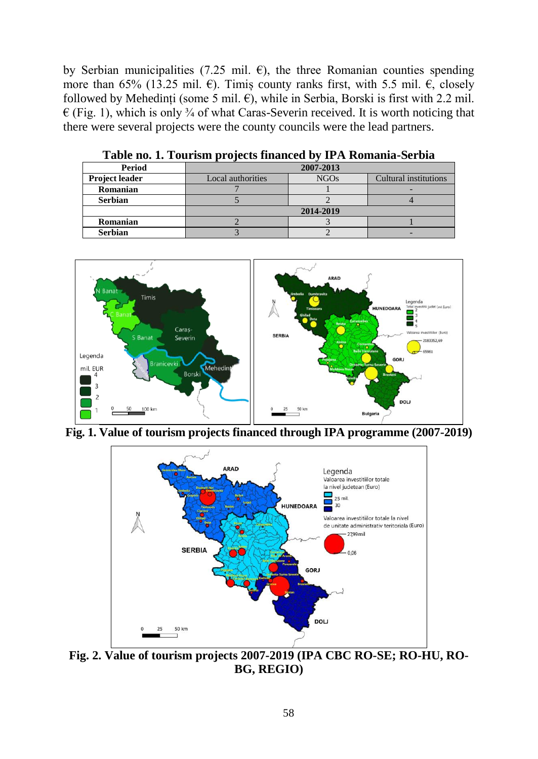by Serbian municipalities (7.25 mil. €), the three Romanian counties spending more than 65% (13.25 mil. €). Timiș county ranks first, with 5.5 mil. €, closely followed by Mehedinți (some 5 mil. €), while in Serbia, Borski is first with 2.2 mil. € (Fig. 1), which is only ¾ of what Caras-Severin received. It is worth noticing that there were several projects were the county councils were the lead partners.

**Table no. 1. Tourism projects financed by IPA Romania-Serbia**

| Period | 2007-2013 | | |
|---|---|---|---|
| Project leader | Local authorities | NGOs | Cultural institutions |
| Romanian | 7 | 1 | - |
| Serbian | 5 | 2 | 4 |
| | 2014-2019 | | |
| Romanian | 2 | 3 | 1 |
| Serbian | 3 | 2 | - |

**Fig. 1. Value of tourism projects financed through IPA programme (2007-2019)**

**Fig. 2. Value of tourism projects 2007-2019 (IPA CBC RO-SE; RO-HU, RO-BG, REGIO)**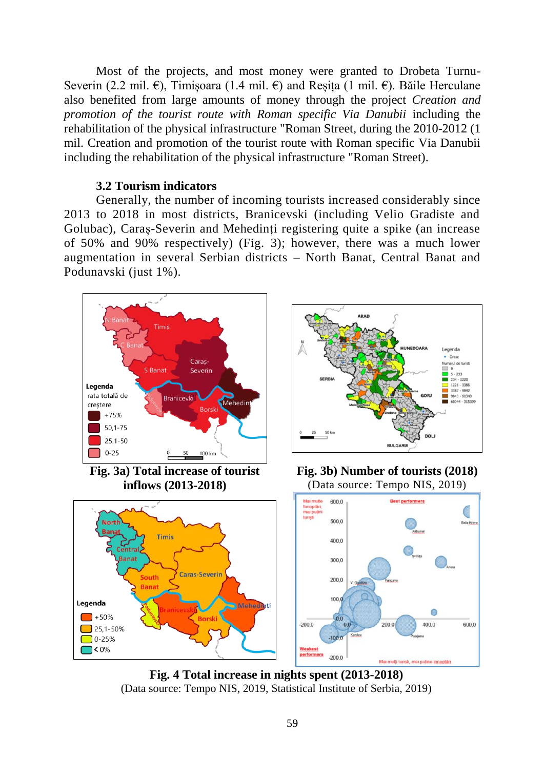Most of the projects, and most money were granted to Drobeta Turnu-Severin (2.2 mil. €), Timișoara (1.4 mil. €) and Reșița (1 mil. €). Băile Herculane also benefited from large amounts of money through the project *Creation and promotion of the tourist route with Roman specific Via Danubii* including the rehabilitation of the physical infrastructure "Roman Street, during the 2010-2012 (1 mil. Creation and promotion of the tourist route with Roman specific Via Danubii including the rehabilitation of the physical infrastructure "Roman Street).

### 3.2 Tourism indicators

Generally, the number of incoming tourists increased considerably since 2013 to 2018 in most districts, Branicevski (including Velio Gradiste and Golubac), Caraș-Severin and Mehedinți registering quite a spike (an increase of 50% and 90% respectively) (Fig. 3); however, there was a much lower augmentation in several Serbian districts – North Banat, Central Banat and Podunavski (just 1%).

**Fig. 3a) Total increase of tourist inflows (2013-2018)**

**Fig. 3b) Number of tourists (2018)**
(Data source: Tempo NIS, 2019)

**Fig. 4 Total increase in nights spent (2013-2018)**
(Data source: Tempo NIS, 2019, Statistical Institute of Serbia, 2019)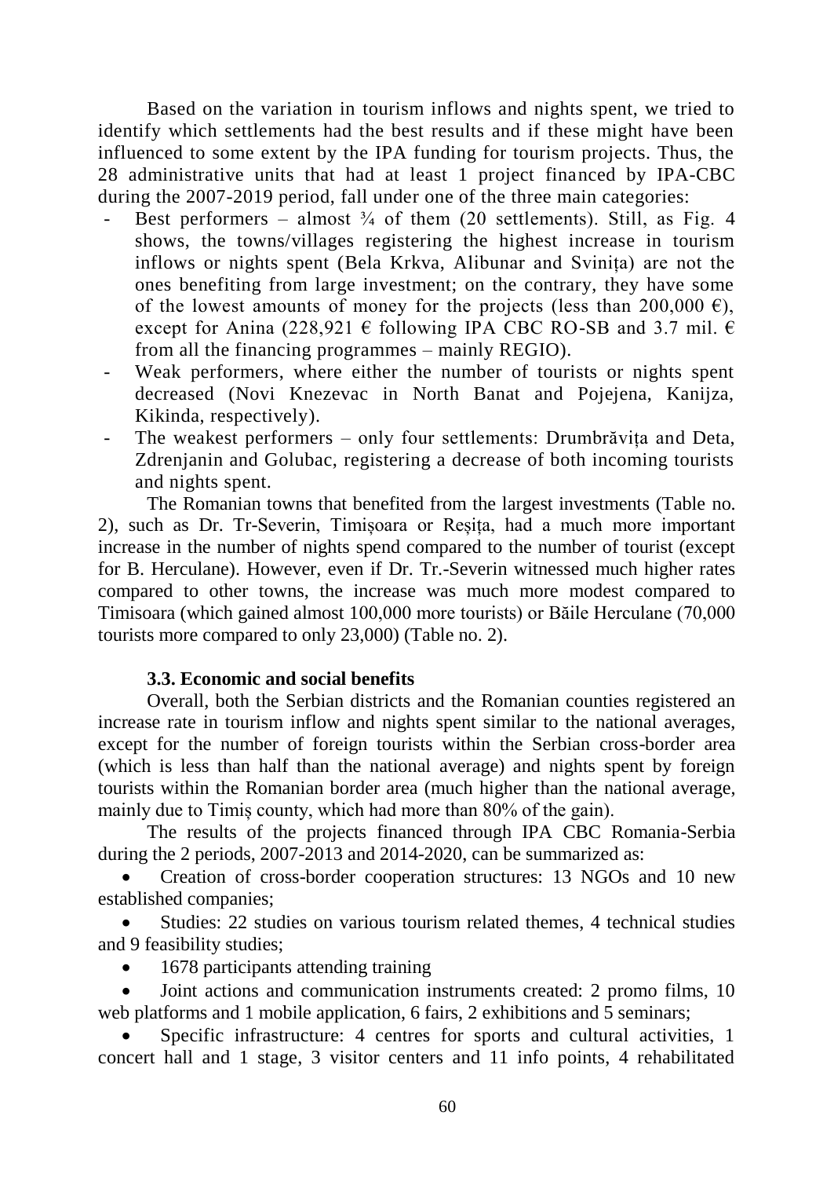Based on the variation in tourism inflows and nights spent, we tried to identify which settlements had the best results and if these might have been influenced to some extent by the IPA funding for tourism projects. Thus, the 28 administrative units that had at least 1 project financed by IPA-CBC during the 2007-2019 period, fall under one of the three main categories:

- Best performers – almost ¾ of them (20 settlements). Still, as Fig. 4 shows, the towns/villages registering the highest increase in tourism inflows or nights spent (Bela Krkva, Alibunar and Svinița) are not the ones benefiting from large investment; on the contrary, they have some of the lowest amounts of money for the projects (less than 200,000 €), except for Anina (228,921 € following IPA CBC RO-SB and 3.7 mil. € from all the financing programmes – mainly REGIO).
- Weak performers, where either the number of tourists or nights spent decreased (Novi Knezevac in North Banat and Pojejena, Kanijza, Kikinda, respectively).
- The weakest performers – only four settlements: Drumbrăvița and Deta, Zdrenjanin and Golubac, registering a decrease of both incoming tourists and nights spent.

The Romanian towns that benefited from the largest investments (Table no. 2), such as Dr. Tr-Severin, Timișoara or Reșița, had a much more important increase in the number of nights spend compared to the number of tourist (except for B. Herculane). However, even if Dr. Tr.-Severin witnessed much higher rates compared to other towns, the increase was much more modest compared to Timisoara (which gained almost 100,000 more tourists) or Băile Herculane (70,000 tourists more compared to only 23,000) (Table no. 2).

### 3.3. Economic and social benefits

Overall, both the Serbian districts and the Romanian counties registered an increase rate in tourism inflow and nights spent similar to the national averages, except for the number of foreign tourists within the Serbian cross-border area (which is less than half than the national average) and nights spent by foreign tourists within the Romanian border area (much higher than the national average, mainly due to Timiș county, which had more than 80% of the gain).

The results of the projects financed through IPA CBC Romania-Serbia during the 2 periods, 2007-2013 and 2014-2020, can be summarized as:

- Creation of cross-border cooperation structures: 13 NGOs and 10 new established companies;
- Studies: 22 studies on various tourism related themes, 4 technical studies and 9 feasibility studies;
- 1678 participants attending training
- Joint actions and communication instruments created: 2 promo films, 10 web platforms and 1 mobile application, 6 fairs, 2 exhibitions and 5 seminars;
- Specific infrastructure: 4 centres for sports and cultural activities, 1 concert hall and 1 stage, 3 visitor centers and 11 info points, 4 rehabilitated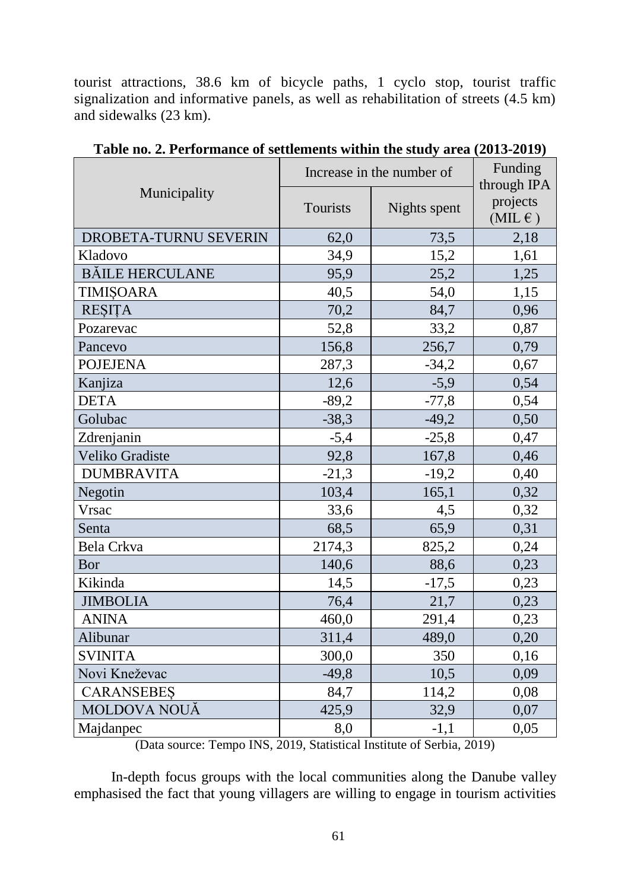tourist attractions, 38.6 km of bicycle paths, 1 cyclo stop, tourist traffic signalization and informative panels, as well as rehabilitation of streets (4.5 km) and sidewalks (23 km).

**Table no. 2. Performance of settlements within the study area (2013-2019)**

| Municipality | Increase in the number of | | Funding through IPA projects (MIL € ) |
|---|---|---|---|
| | Tourists | Nights spent | |
| DROBETA-TURNU SEVERIN | 62,0 | 73,5 | 2,18 |
| Kladovo | 34,9 | 15,2 | 1,61 |
| BĂILE HERCULANE | 95,9 | 25,2 | 1,25 |
| TIMIȘOARA | 40,5 | 54,0 | 1,15 |
| REȘIȚA | 70,2 | 84,7 | 0,96 |
| Pozarevac | 52,8 | 33,2 | 0,87 |
| Pancevo | 156,8 | 256,7 | 0,79 |
| POJEJENA | 287,3 | -34,2 | 0,67 |
| Kanjiza | 12,6 | -5,9 | 0,54 |
| DETA | -89,2 | -77,8 | 0,54 |
| Golubac | -38,3 | -49,2 | 0,50 |
| Zdrenjanin | -5,4 | -25,8 | 0,47 |
| Veliko Gradiste | 92,8 | 167,8 | 0,46 |
| DUMBRAVITA | -21,3 | -19,2 | 0,40 |
| Negotin | 103,4 | 165,1 | 0,32 |
| Vrsac | 33,6 | 4,5 | 0,32 |
| Senta | 68,5 | 65,9 | 0,31 |
| Bela Crkva | 2174,3 | 825,2 | 0,24 |
| Bor | 140,6 | 88,6 | 0,23 |
| Kikinda | 14,5 | -17,5 | 0,23 |
| JIMBOLIA | 76,4 | 21,7 | 0,23 |
| ANINA | 460,0 | 291,4 | 0,23 |
| Alibunar | 311,4 | 489,0 | 0,20 |
| SVINITA | 300,0 | 350 | 0,16 |
| Novi Kneževac | -49,8 | 10,5 | 0,09 |
| CARANSEBEȘ | 84,7 | 114,2 | 0,08 |
| MOLDOVA NOUĂ | 425,9 | 32,9 | 0,07 |
| Majdanpec | 8,0 | -1,1 | 0,05 |

(Data source: Tempo INS, 2019, Statistical Institute of Serbia, 2019)

In-depth focus groups with the local communities along the Danube valley emphasised the fact that young villagers are willing to engage in tourism activities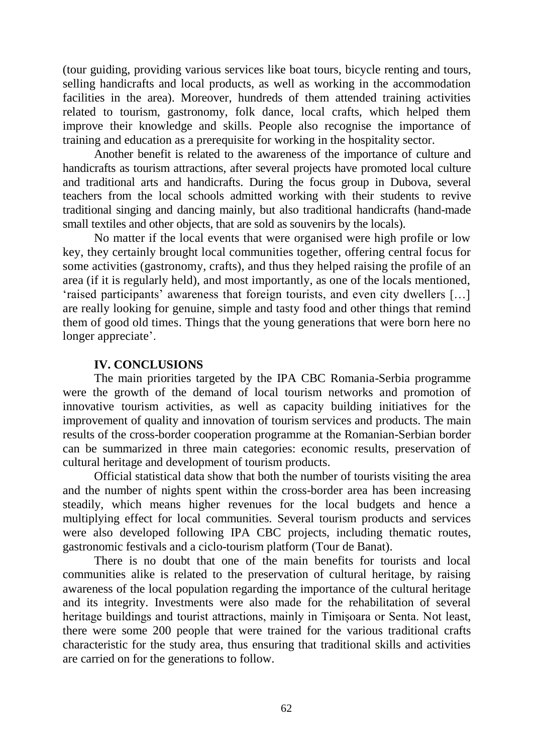(tour guiding, providing various services like boat tours, bicycle renting and tours, selling handicrafts and local products, as well as working in the accommodation facilities in the area). Moreover, hundreds of them attended training activities related to tourism, gastronomy, folk dance, local crafts, which helped them improve their knowledge and skills. People also recognise the importance of training and education as a prerequisite for working in the hospitality sector.

Another benefit is related to the awareness of the importance of culture and handicrafts as tourism attractions, after several projects have promoted local culture and traditional arts and handicrafts. During the focus group in Dubova, several teachers from the local schools admitted working with their students to revive traditional singing and dancing mainly, but also traditional handicrafts (hand-made small textiles and other objects, that are sold as souvenirs by the locals).

No matter if the local events that were organised were high profile or low key, they certainly brought local communities together, offering central focus for some activities (gastronomy, crafts), and thus they helped raising the profile of an area (if it is regularly held), and most importantly, as one of the locals mentioned, 'raised participants' awareness that foreign tourists, and even city dwellers […] are really looking for genuine, simple and tasty food and other things that remind them of good old times. Things that the young generations that were born here no longer appreciate'.

## IV. CONCLUSIONS

The main priorities targeted by the IPA CBC Romania-Serbia programme were the growth of the demand of local tourism networks and promotion of innovative tourism activities, as well as capacity building initiatives for the improvement of quality and innovation of tourism services and products. The main results of the cross-border cooperation programme at the Romanian-Serbian border can be summarized in three main categories: economic results, preservation of cultural heritage and development of tourism products.

Official statistical data show that both the number of tourists visiting the area and the number of nights spent within the cross-border area has been increasing steadily, which means higher revenues for the local budgets and hence a multiplying effect for local communities. Several tourism products and services were also developed following IPA CBC projects, including thematic routes, gastronomic festivals and a ciclo-tourism platform (Tour de Banat).

There is no doubt that one of the main benefits for tourists and local communities alike is related to the preservation of cultural heritage, by raising awareness of the local population regarding the importance of the cultural heritage and its integrity. Investments were also made for the rehabilitation of several heritage buildings and tourist attractions, mainly in Timișoara or Senta. Not least, there were some 200 people that were trained for the various traditional crafts characteristic for the study area, thus ensuring that traditional skills and activities are carried on for the generations to follow.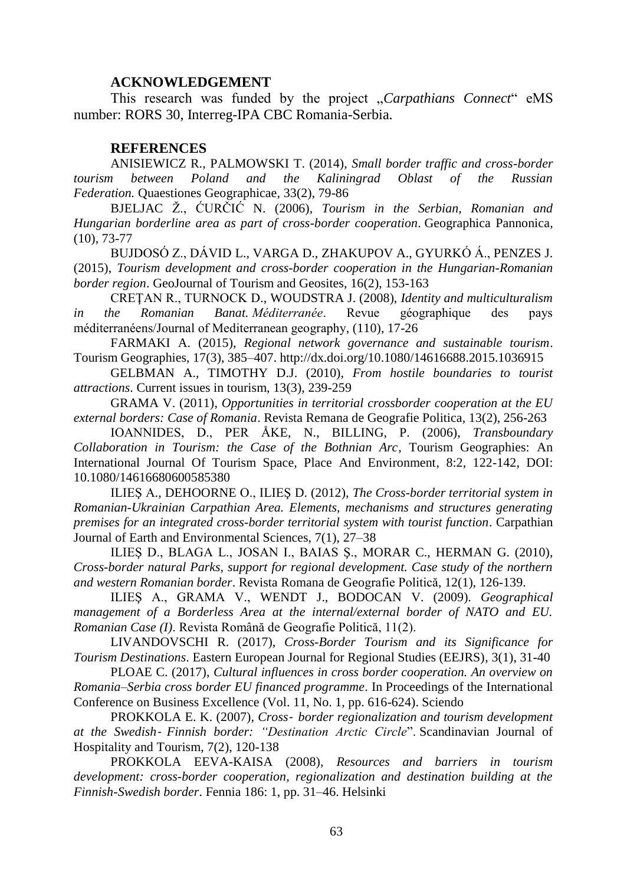## ACKNOWLEDGEMENT

This research was funded by the project „*Carpathians Connect*" eMS number: RORS 30, Interreg-IPA CBC Romania-Serbia.

## REFERENCES

ANISIEWICZ R., PALMOWSKI T. (2014), *Small border traffic and cross-border tourism between Poland and the Kaliningrad Oblast of the Russian Federation.* Quaestiones Geographicae, 33(2), 79-86

BJELJAC Ž., ĆURČIĆ N. (2006), *Tourism in the Serbian, Romanian and Hungarian borderline area as part of cross-border cooperation*. Geographica Pannonica, (10), 73-77

BUJDOSÓ Z., DÁVID L., VARGA D., ZHAKUPOV A., GYURKÓ Á., PENZES J. (2015), *Tourism development and cross-border cooperation in the Hungarian-Romanian border region*. GeoJournal of Tourism and Geosites, 16(2), 153-163

CREȚAN R., TURNOCK D., WOUDSTRA J. (2008), *Identity and multiculturalism in the Romanian Banat. Méditerranée*. Revue géographique des pays méditerranéens/Journal of Mediterranean geography, (110), 17-26

FARMAKI A. (2015), *Regional network governance and sustainable tourism*. Tourism Geographies, 17(3), 385–407. http://dx.doi.org/10.1080/14616688.2015.1036915

GELBMAN A., TIMOTHY D.J. (2010), *From hostile boundaries to tourist attractions*. Current issues in tourism, 13(3), 239-259

GRAMA V. (2011), *Opportunities in territorial crossborder cooperation at the EU external borders: Case of Romania*. Revista Remana de Geografie Politica, 13(2), 256-263

IOANNIDES, D., PER ÅKE, N., BILLING, P. (2006), *Transboundary Collaboration in Tourism: the Case of the Bothnian Arc*, Tourism Geographies: An International Journal Of Tourism Space, Place And Environment, 8:2, 122-142, DOI: 10.1080/14616680600585380

ILIEȘ A., DEHOORNE O., ILIEȘ D. (2012), *The Cross-border territorial system in Romanian-Ukrainian Carpathian Area. Elements, mechanisms and structures generating premises for an integrated cross-border territorial system with tourist function*. Carpathian Journal of Earth and Environmental Sciences, 7(1), 27–38

ILIEȘ D., BLAGA L., JOSAN I., BAIAS Ș., MORAR C., HERMAN G. (2010), *Cross-border natural Parks, support for regional development. Case study of the northern and western Romanian border*. Revista Romana de Geografie Politică, 12(1), 126-139.

ILIEȘ A., GRAMA V., WENDT J., BODOCAN V. (2009). *Geographical management of a Borderless Area at the internal/external border of NATO and EU. Romanian Case (I)*. Revista Română de Geografie Politică, 11(2).

LIVANDOVSCHI R. (2017), *Cross-Border Tourism and its Significance for Tourism Destinations*. Eastern European Journal for Regional Studies (EEJRS), 3(1), 31-40

PLOAE C. (2017), *Cultural influences in cross border cooperation. An overview on Romania–Serbia cross border EU financed programme*. In Proceedings of the International Conference on Business Excellence (Vol. 11, No. 1, pp. 616-624). Sciendo

PROKKOLA E. K. (2007), *Cross‐ border regionalization and tourism development at the Swedish‐ Finnish border: "Destination Arctic Circle*". Scandinavian Journal of Hospitality and Tourism, 7(2), 120-138

PROKKOLA EEVA-KAISA (2008), *Resources and barriers in tourism development: cross-border cooperation, regionalization and destination building at the Finnish-Swedish border*. Fennia 186: 1, pp. 31–46. Helsinki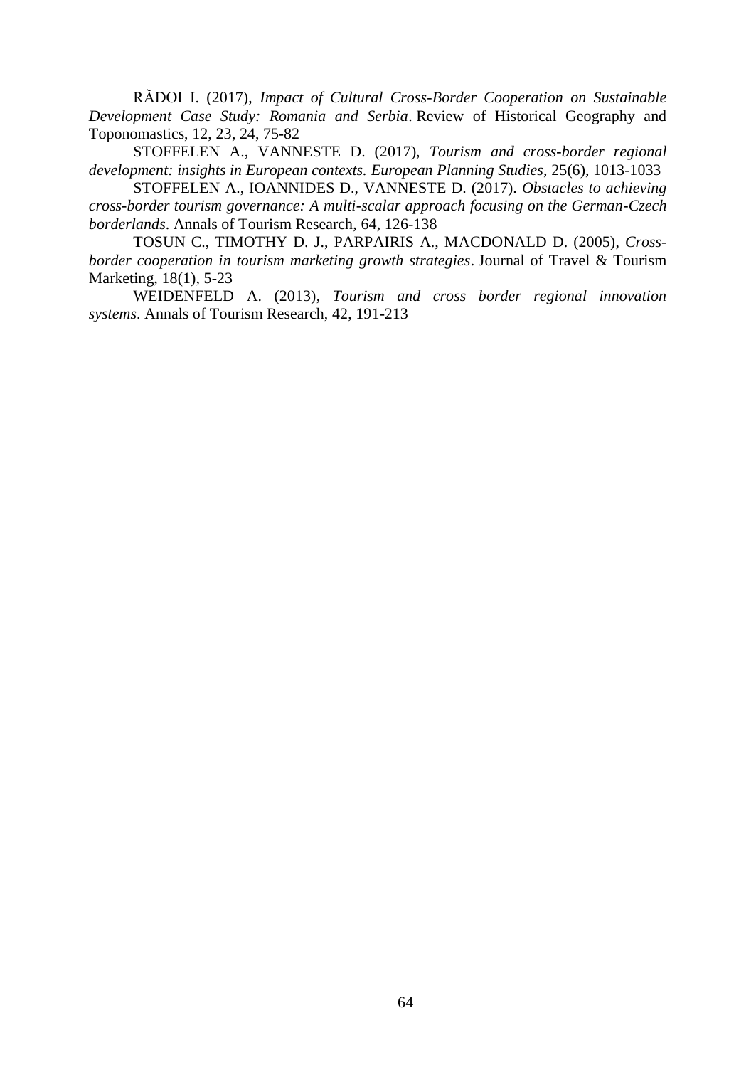RĂDOI I. (2017), *Impact of Cultural Cross-Border Cooperation on Sustainable Development Case Study: Romania and Serbia*. Review of Historical Geography and Toponomastics, 12, 23, 24, 75-82

STOFFELEN A., VANNESTE D. (2017), *Tourism and cross-border regional development: insights in European contexts. European Planning Studies*, 25(6), 1013-1033

STOFFELEN A., IOANNIDES D., VANNESTE D. (2017). *Obstacles to achieving cross-border tourism governance: A multi-scalar approach focusing on the German-Czech borderlands*. Annals of Tourism Research, 64, 126-138

TOSUN C., TIMOTHY D. J., PARPAIRIS A., MACDONALD D. (2005), *Cross-border cooperation in tourism marketing growth strategies*. Journal of Travel & Tourism Marketing, 18(1), 5-23

WEIDENFELD A. (2013), *Tourism and cross border regional innovation systems*. Annals of Tourism Research, 42, 191-213